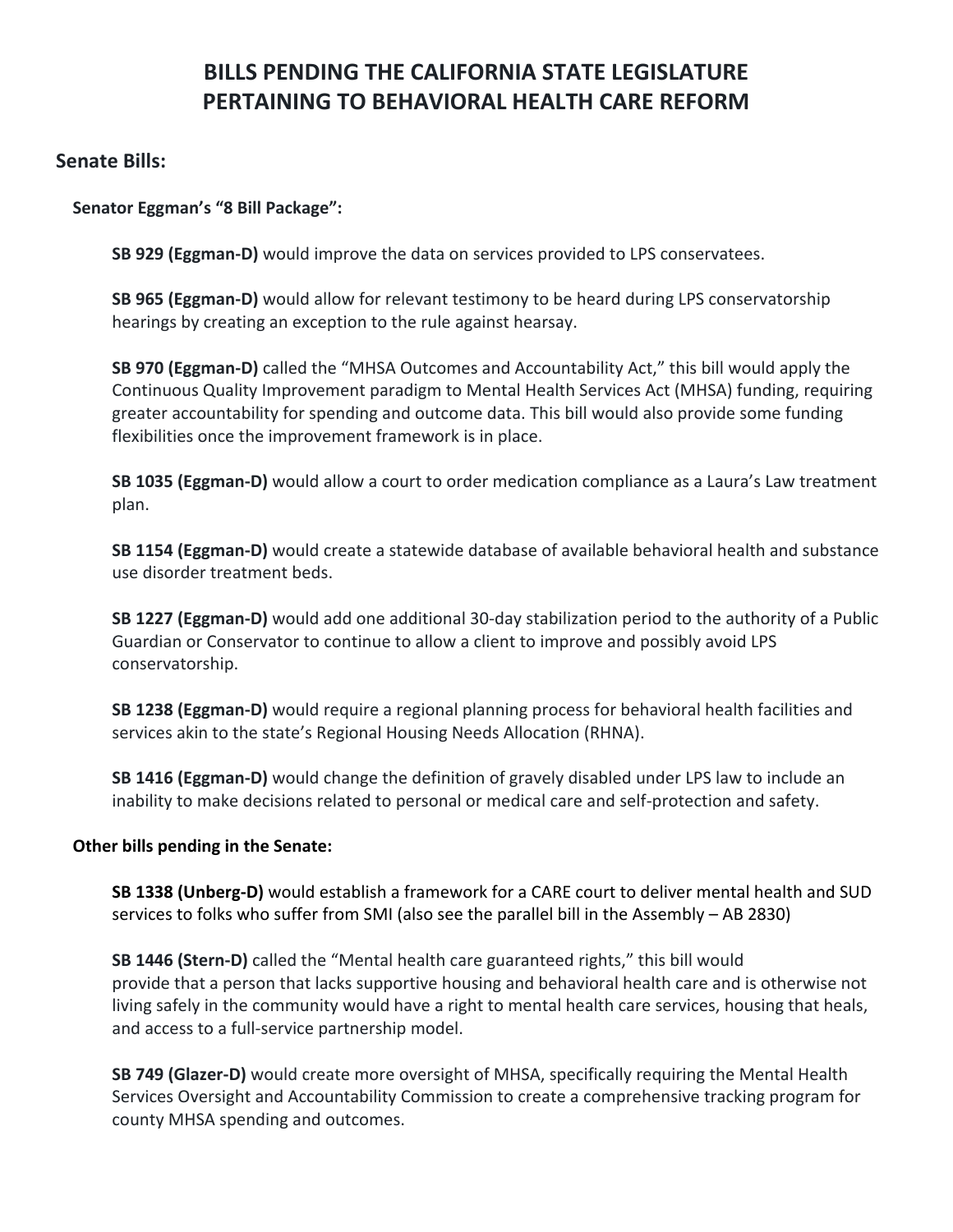# BILLS PENDING THE CALIFORNIA STATE LEGISLATURE PERTAINING TO BEHAVIORAL HEALTH CARE REFORM

## Senate Bills:

### Senator Eggman's "8 Bill Package":

**SB 929 (Eggman-D)** would improve the data on services provided to LPS conservatees.

**SB 965 (Eggman-D)** would allow for relevant testimony to be heard during LPS conservatorship hearings by creating an exception to the rule against hearsay.

**SB 970 (Eggman-D)** called the "MHSA Outcomes and Accountability Act," this bill would apply the Continuous Quality Improvement paradigm to Mental Health Services Act (MHSA) funding, requiring greater accountability for spending and outcome data. This bill would also provide some funding flexibilities once the improvement framework is in place.

**SB 1035 (Eggman-D)** would allow a court to order medication compliance as a Laura's Law treatment plan.

**SB 1154 (Eggman-D)** would create a statewide database of available behavioral health and substance use disorder treatment beds.

**SB 1227 (Eggman-D)** would add one additional 30-day stabilization period to the authority of a Public Guardian or Conservator to continue to allow a client to improve and possibly avoid LPS conservatorship.

**SB 1238 (Eggman-D)** would require a regional planning process for behavioral health facilities and services akin to the state's Regional Housing Needs Allocation (RHNA).

**SB 1416 (Eggman-D)** would change the definition of gravely disabled under LPS law to include an inability to make decisions related to personal or medical care and self-protection and safety.

### Other bills pending in the Senate:

**SB 1338 (Unberg-D)** would establish a framework for a CARE court to deliver mental health and SUD services to folks who suffer from SMI (also see the parallel bill in the Assembly – AB 2830)

**SB 1446 (Stern-D)** called the "Mental health care guaranteed rights," this bill would provide that a person that lacks supportive housing and behavioral health care and is otherwise not living safely in the community would have a right to mental health care services, housing that heals, and access to a full-service partnership model.

**SB 749 (Glazer-D)** would create more oversight of MHSA, specifically requiring the Mental Health Services Oversight and Accountability Commission to create a comprehensive tracking program for county MHSA spending and outcomes.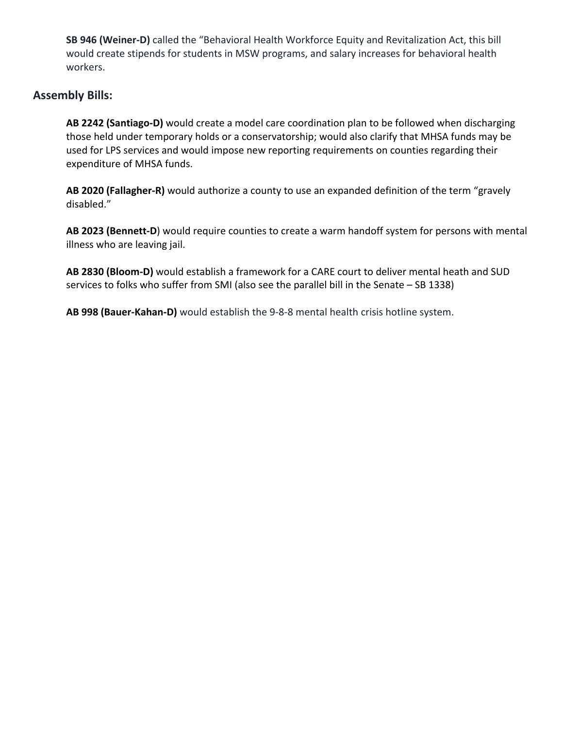**SB 946 (Weiner-D)** called the "Behavioral Health Workforce Equity and Revitalization Act, this bill would create stipends for students in MSW programs, and salary increases for behavioral health workers.

## Assembly Bills:

**AB 2242 (Santiago-D)** would create a model care coordination plan to be followed when discharging those held under temporary holds or a conservatorship; would also clarify that MHSA funds may be used for LPS services and would impose new reporting requirements on counties regarding their expenditure of MHSA funds.

**AB 2020 (Fallagher-R)** would authorize a county to use an expanded definition of the term "gravely disabled."

**AB 2023 (Bennett-D**) would require counties to create a warm handoff system for persons with mental illness who are leaving jail.

**AB 2830 (Bloom-D)** would establish a framework for a CARE court to deliver mental heath and SUD services to folks who suffer from SMI (also see the parallel bill in the Senate – SB 1338)

**AB 998 (Bauer-Kahan-D)** would establish the 9-8-8 mental health crisis hotline system.